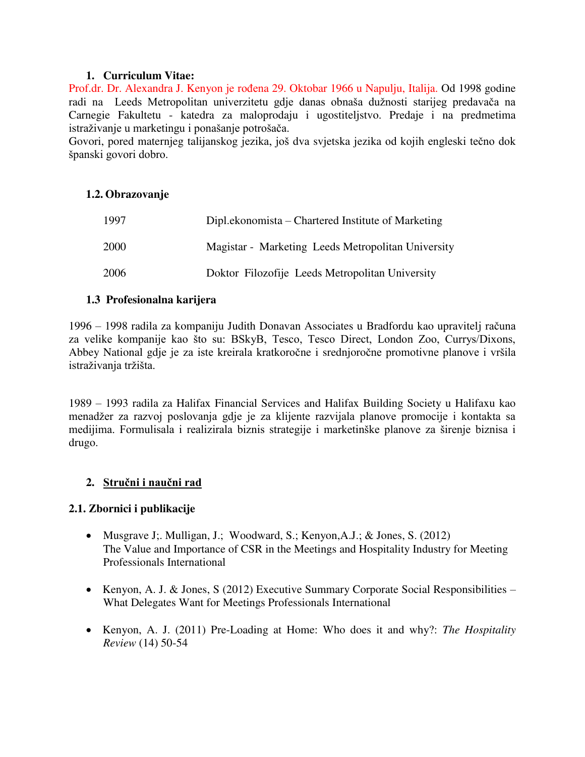## 1. Curriculum Vitae:

Prof.dr. Dr. Alexandra J. Kenyon je rođena 29. Oktobar 1966 u Napulju, Italija. Od 1998 godine radi na Leeds Metropolitan univerzitetu gdje danas obnaša dužnosti starijeg predavača na Carnegie Fakultetu - katedra za maloprodaju i ugostiteljstvo. Predaje i na predmetima istraživanje u marketingu i ponašanje potrošača.

Govori, pored maternjeg talijanskog jezika, još dva svjetska jezika od kojih engleski tečno dok španski govori dobro.

### 1.2. Obrazovanje

| | |
|---|---|
| 1997 | Dipl.ekonomista – Chartered Institute of Marketing |
| 2000 | Magistar - Marketing Leeds Metropolitan University |
| 2006 | Doktor Filozofije Leeds Metropolitan University |

### 1.3 Profesionalna karijera

1996 – 1998 radila za kompaniju Judith Donavan Associates u Bradfordu kao upravitelj računa za velike kompanije kao što su: BSkyB, Tesco, Tesco Direct, London Zoo, Currys/Dixons, Abbey National gdje je za iste kreirala kratkoročne i srednjoročne promotivne planove i vršila istraživanja tržišta.

1989 – 1993 radila za Halifax Financial Services and Halifax Building Society u Halifaxu kao menadžer za razvoj poslovanja gdje je za klijente razvijala planove promocije i kontakta sa medijima. Formulisala i realizirala biznis strategije i marketinške planove za širenje biznisa i drugo.

## 2. Stručni i naučni rad

### 2.1. Zbornici i publikacije

- Musgrave J;. Mulligan, J.; Woodward, S.; Kenyon,A.J.; & Jones, S. (2012) The Value and Importance of CSR in the Meetings and Hospitality Industry for Meeting Professionals International
- Kenyon, A. J. & Jones, S (2012) Executive Summary Corporate Social Responsibilities – What Delegates Want for Meetings Professionals International
- Kenyon, A. J. (2011) Pre-Loading at Home: Who does it and why?: *The Hospitality Review* (14) 50-54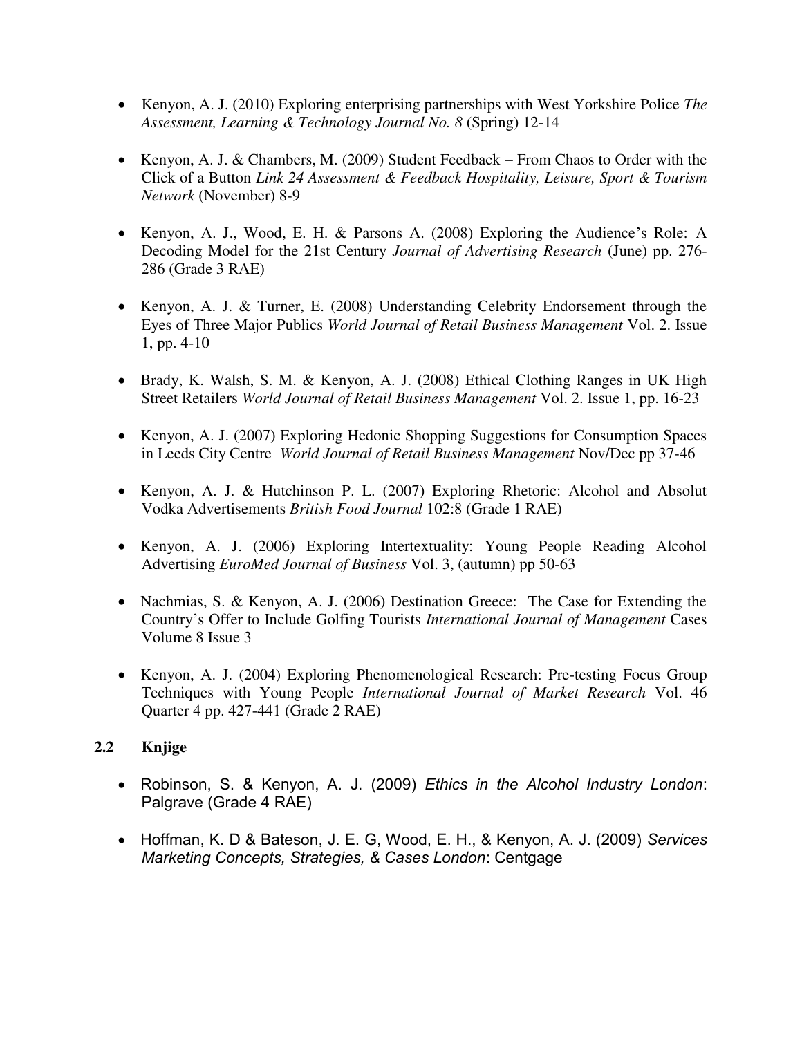- Kenyon, A. J. (2010) Exploring enterprising partnerships with West Yorkshire Police *The Assessment, Learning & Technology Journal No. 8* (Spring) 12-14

- Kenyon, A. J. & Chambers, M. (2009) Student Feedback – From Chaos to Order with the Click of a Button *Link 24 Assessment & Feedback Hospitality, Leisure, Sport & Tourism Network* (November) 8-9

- Kenyon, A. J., Wood, E. H. & Parsons A. (2008) Exploring the Audience's Role: A Decoding Model for the 21st Century *Journal of Advertising Research* (June) pp. 276-286 (Grade 3 RAE)

- Kenyon, A. J. & Turner, E. (2008) Understanding Celebrity Endorsement through the Eyes of Three Major Publics *World Journal of Retail Business Management* Vol. 2. Issue 1, pp. 4-10

- Brady, K. Walsh, S. M. & Kenyon, A. J. (2008) Ethical Clothing Ranges in UK High Street Retailers *World Journal of Retail Business Management* Vol. 2. Issue 1, pp. 16-23

- Kenyon, A. J. (2007) Exploring Hedonic Shopping Suggestions for Consumption Spaces in Leeds City Centre *World Journal of Retail Business Management* Nov/Dec pp 37-46

- Kenyon, A. J. & Hutchinson P. L. (2007) Exploring Rhetoric: Alcohol and Absolut Vodka Advertisements *British Food Journal* 102:8 (Grade 1 RAE)

- Kenyon, A. J. (2006) Exploring Intertextuality: Young People Reading Alcohol Advertising *EuroMed Journal of Business* Vol. 3, (autumn) pp 50-63

- Nachmias, S. & Kenyon, A. J. (2006) Destination Greece: The Case for Extending the Country's Offer to Include Golfing Tourists *International Journal of Management* Cases Volume 8 Issue 3

- Kenyon, A. J. (2004) Exploring Phenomenological Research: Pre-testing Focus Group Techniques with Young People *International Journal of Market Research* Vol. 46 Quarter 4 pp. 427-441 (Grade 2 RAE)

## 2.2 Knjige

- Robinson, S. & Kenyon, A. J. (2009) *Ethics in the Alcohol Industry London*: Palgrave (Grade 4 RAE)

- Hoffman, K. D & Bateson, J. E. G, Wood, E. H., & Kenyon, A. J. (2009) *Services Marketing Concepts, Strategies, & Cases London*: Centgage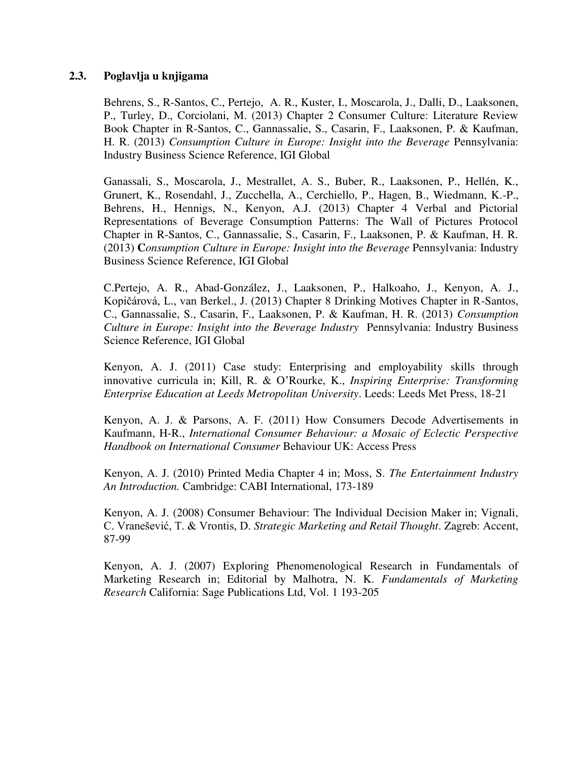### 2.3. Poglavlja u knjigama

Behrens, S., R-Santos, C., Pertejo, A. R., Kuster, I., Moscarola, J., Dalli, D., Laaksonen, P., Turley, D., Corciolani, M. (2013) Chapter 2 Consumer Culture: Literature Review Book Chapter in R-Santos, C., Gannassalie, S., Casarin, F., Laaksonen, P. & Kaufman, H. R. (2013) *Consumption Culture in Europe: Insight into the Beverage* Pennsylvania: Industry Business Science Reference, IGI Global

Ganassali, S., Moscarola, J., Mestrallet, A. S., Buber, R., Laaksonen, P., Hellén, K., Grunert, K., Rosendahl, J., Zucchella, A., Cerchiello, P., Hagen, B., Wiedmann, K.-P., Behrens, H., Hennigs, N., Kenyon, A.J. (2013) Chapter 4 Verbal and Pictorial Representations of Beverage Consumption Patterns: The Wall of Pictures Protocol Chapter in R-Santos, C., Gannassalie, S., Casarin, F., Laaksonen, P. & Kaufman, H. R. (2013) **C***onsumption Culture in Europe: Insight into the Beverage* Pennsylvania: Industry Business Science Reference, IGI Global

C.Pertejo, A. R., Abad-González, J., Laaksonen, P., Halkoaho, J., Kenyon, A. J., Kopičárová, L., van Berkel., J. (2013) Chapter 8 Drinking Motives Chapter in R-Santos, C., Gannassalie, S., Casarin, F., Laaksonen, P. & Kaufman, H. R. (2013) *Consumption Culture in Europe: Insight into the Beverage Industry* Pennsylvania: Industry Business Science Reference, IGI Global

Kenyon, A. J. (2011) Case study: Enterprising and employability skills through innovative curricula in; Kill, R. & O'Rourke, K., *Inspiring Enterprise: Transforming Enterprise Education at Leeds Metropolitan University*. Leeds: Leeds Met Press, 18-21

Kenyon, A. J. & Parsons, A. F. (2011) How Consumers Decode Advertisements in Kaufmann, H-R., *International Consumer Behaviour: a Mosaic of Eclectic Perspective Handbook on International Consumer* Behaviour UK: Access Press

Kenyon, A. J. (2010) Printed Media Chapter 4 in; Moss, S. *The Entertainment Industry An Introduction.* Cambridge: CABI International, 173-189

Kenyon, A. J. (2008) Consumer Behaviour: The Individual Decision Maker in; Vignali, C. Vranešević, T. & Vrontis, D. *Strategic Marketing and Retail Thought*. Zagreb: Accent, 87-99

Kenyon, A. J. (2007) Exploring Phenomenological Research in Fundamentals of Marketing Research in; Editorial by Malhotra, N. K. *Fundamentals of Marketing Research* California: Sage Publications Ltd, Vol. 1 193-205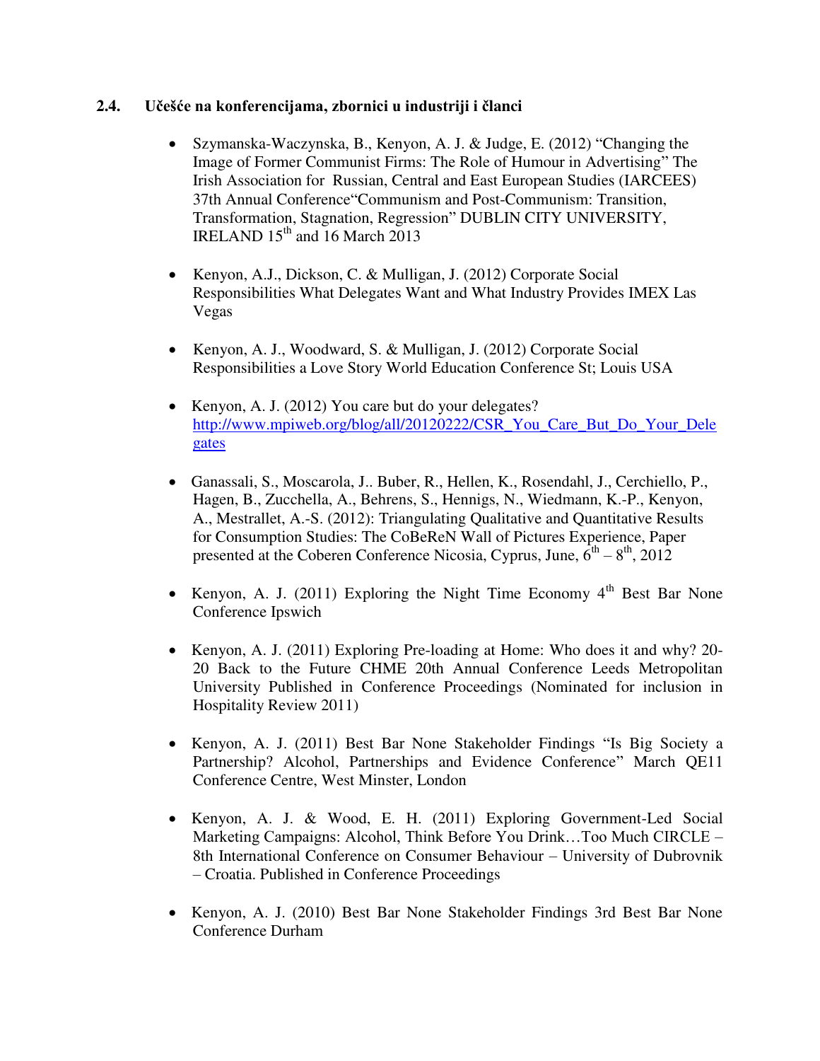## 2.4. Učešće na konferencijama, zbornici u industriji i članci

- Szymanska-Waczynska, B., Kenyon, A. J. & Judge, E. (2012) "Changing the Image of Former Communist Firms: The Role of Humour in Advertising" The Irish Association for Russian, Central and East European Studies (IARCEES) 37th Annual Conference"Communism and Post-Communism: Transition, Transformation, Stagnation, Regression" DUBLIN CITY UNIVERSITY, IRELAND 15th and 16 March 2013

- Kenyon, A.J., Dickson, C. & Mulligan, J. (2012) Corporate Social Responsibilities What Delegates Want and What Industry Provides IMEX Las Vegas

- Kenyon, A. J., Woodward, S. & Mulligan, J. (2012) Corporate Social Responsibilities a Love Story World Education Conference St; Louis USA

- Kenyon, A. J. (2012) You care but do your delegates? http://www.mpiweb.org/blog/all/20120222/CSR_You_Care_But_Do_Your_Delegates

- Ganassali, S., Moscarola, J.. Buber, R., Hellen, K., Rosendahl, J., Cerchiello, P., Hagen, B., Zucchella, A., Behrens, S., Hennigs, N., Wiedmann, K.-P., Kenyon, A., Mestrallet, A.-S. (2012): Triangulating Qualitative and Quantitative Results for Consumption Studies: The CoBeReN Wall of Pictures Experience, Paper presented at the Coberen Conference Nicosia, Cyprus, June, 6th – 8th, 2012

- Kenyon, A. J. (2011) Exploring the Night Time Economy 4th Best Bar None Conference Ipswich

- Kenyon, A. J. (2011) Exploring Pre-loading at Home: Who does it and why? 20-20 Back to the Future CHME 20th Annual Conference Leeds Metropolitan University Published in Conference Proceedings (Nominated for inclusion in Hospitality Review 2011)

- Kenyon, A. J. (2011) Best Bar None Stakeholder Findings "Is Big Society a Partnership? Alcohol, Partnerships and Evidence Conference" March QE11 Conference Centre, West Minster, London

- Kenyon, A. J. & Wood, E. H. (2011) Exploring Government-Led Social Marketing Campaigns: Alcohol, Think Before You Drink…Too Much CIRCLE – 8th International Conference on Consumer Behaviour – University of Dubrovnik – Croatia. Published in Conference Proceedings

- Kenyon, A. J. (2010) Best Bar None Stakeholder Findings 3rd Best Bar None Conference Durham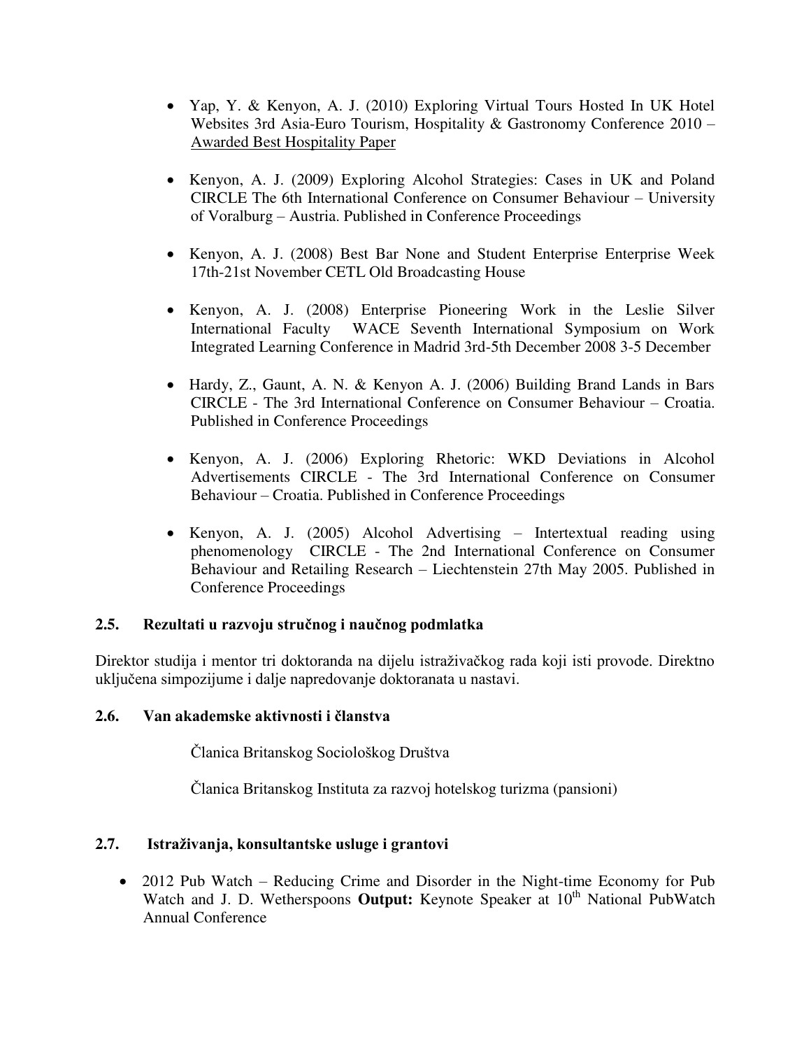- Yap, Y. & Kenyon, A. J. (2010) Exploring Virtual Tours Hosted In UK Hotel Websites 3rd Asia-Euro Tourism, Hospitality & Gastronomy Conference 2010 – Awarded Best Hospitality Paper

- Kenyon, A. J. (2009) Exploring Alcohol Strategies: Cases in UK and Poland CIRCLE The 6th International Conference on Consumer Behaviour – University of Voralburg – Austria. Published in Conference Proceedings

- Kenyon, A. J. (2008) Best Bar None and Student Enterprise Enterprise Week 17th-21st November CETL Old Broadcasting House

- Kenyon, A. J. (2008) Enterprise Pioneering Work in the Leslie Silver International Faculty WACE Seventh International Symposium on Work Integrated Learning Conference in Madrid 3rd-5th December 2008 3-5 December

- Hardy, Z., Gaunt, A. N. & Kenyon A. J. (2006) Building Brand Lands in Bars CIRCLE - The 3rd International Conference on Consumer Behaviour – Croatia. Published in Conference Proceedings

- Kenyon, A. J. (2006) Exploring Rhetoric: WKD Deviations in Alcohol Advertisements CIRCLE - The 3rd International Conference on Consumer Behaviour – Croatia. Published in Conference Proceedings

- Kenyon, A. J. (2005) Alcohol Advertising – Intertextual reading using phenomenology CIRCLE - The 2nd International Conference on Consumer Behaviour and Retailing Research – Liechtenstein 27th May 2005. Published in Conference Proceedings

### 2.5. Rezultati u razvoju stručnog i naučnog podmlatka

Direktor studija i mentor tri doktoranda na dijelu istraživačkog rada koji isti provode. Direktno uključena simpozijume i dalje napredovanje doktoranata u nastavi.

### 2.6. Van akademske aktivnosti i članstva

Članica Britanskog Sociološkog Društva

Članica Britanskog Instituta za razvoj hotelskog turizma (pansioni)

### 2.7. Istraživanja, konsultantske usluge i grantovi

- 2012 Pub Watch – Reducing Crime and Disorder in the Night-time Economy for Pub Watch and J. D. Wetherspoons **Output:** Keynote Speaker at 10th National PubWatch Annual Conference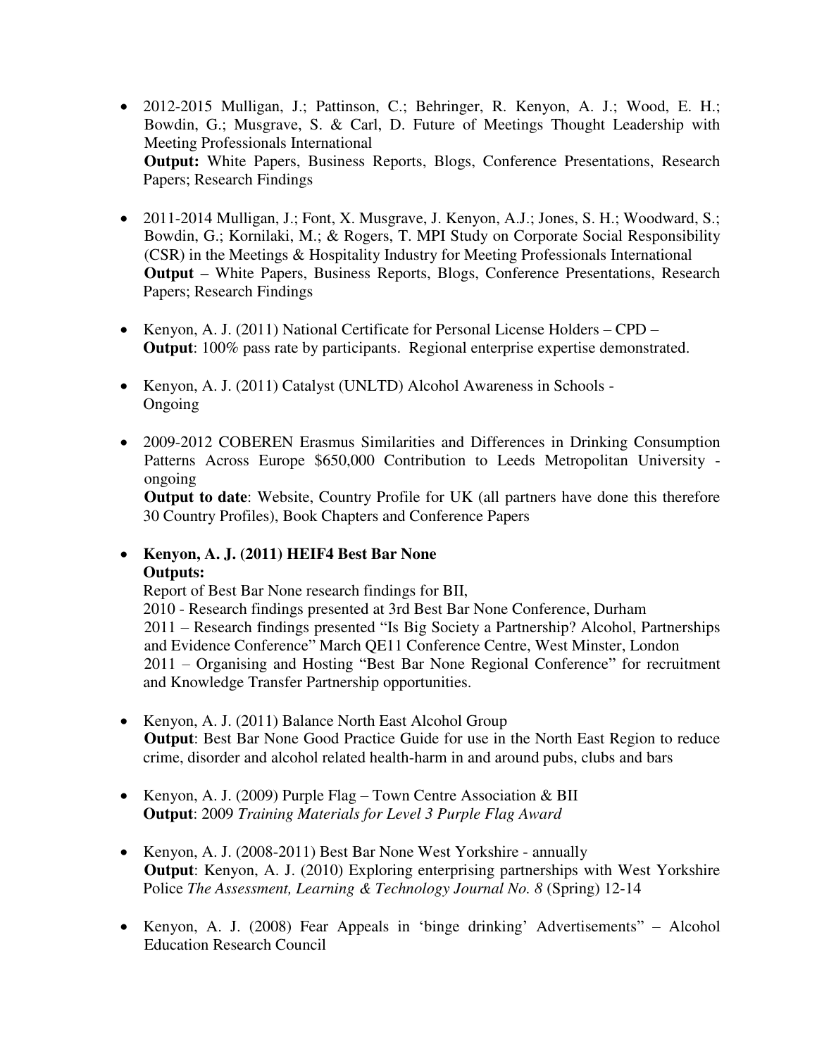- 2012-2015 Mulligan, J.; Pattinson, C.; Behringer, R. Kenyon, A. J.; Wood, E. H.; Bowdin, G.; Musgrave, S. & Carl, D. Future of Meetings Thought Leadership with Meeting Professionals International
  **Output:** White Papers, Business Reports, Blogs, Conference Presentations, Research Papers; Research Findings

- 2011-2014 Mulligan, J.; Font, X. Musgrave, J. Kenyon, A.J.; Jones, S. H.; Woodward, S.; Bowdin, G.; Kornilaki, M.; & Rogers, T. MPI Study on Corporate Social Responsibility (CSR) in the Meetings & Hospitality Industry for Meeting Professionals International
  **Output –** White Papers, Business Reports, Blogs, Conference Presentations, Research Papers; Research Findings

- Kenyon, A. J. (2011) National Certificate for Personal License Holders – CPD –
  **Output**: 100% pass rate by participants. Regional enterprise expertise demonstrated.

- Kenyon, A. J. (2011) Catalyst (UNLTD) Alcohol Awareness in Schools - Ongoing

- 2009-2012 COBEREN Erasmus Similarities and Differences in Drinking Consumption Patterns Across Europe $650,000 Contribution to Leeds Metropolitan University - ongoing
  **Output to date**: Website, Country Profile for UK (all partners have done this therefore 30 Country Profiles), Book Chapters and Conference Papers

- **Kenyon, A. J. (2011) HEIF4 Best Bar None**
  **Outputs:**
  Report of Best Bar None research findings for BII,
  2010 - Research findings presented at 3rd Best Bar None Conference, Durham
  2011 – Research findings presented "Is Big Society a Partnership? Alcohol, Partnerships and Evidence Conference" March QE11 Conference Centre, West Minster, London
  2011 – Organising and Hosting "Best Bar None Regional Conference" for recruitment and Knowledge Transfer Partnership opportunities.

- Kenyon, A. J. (2011) Balance North East Alcohol Group
  **Output**: Best Bar None Good Practice Guide for use in the North East Region to reduce crime, disorder and alcohol related health-harm in and around pubs, clubs and bars

- Kenyon, A. J. (2009) Purple Flag – Town Centre Association & BII
  **Output**: 2009 *Training Materials for Level 3 Purple Flag Award*

- Kenyon, A. J. (2008-2011) Best Bar None West Yorkshire - annually
  **Output**: Kenyon, A. J. (2010) Exploring enterprising partnerships with West Yorkshire Police *The Assessment, Learning & Technology Journal No. 8* (Spring) 12-14

- Kenyon, A. J. (2008) Fear Appeals in 'binge drinking' Advertisements" – Alcohol Education Research Council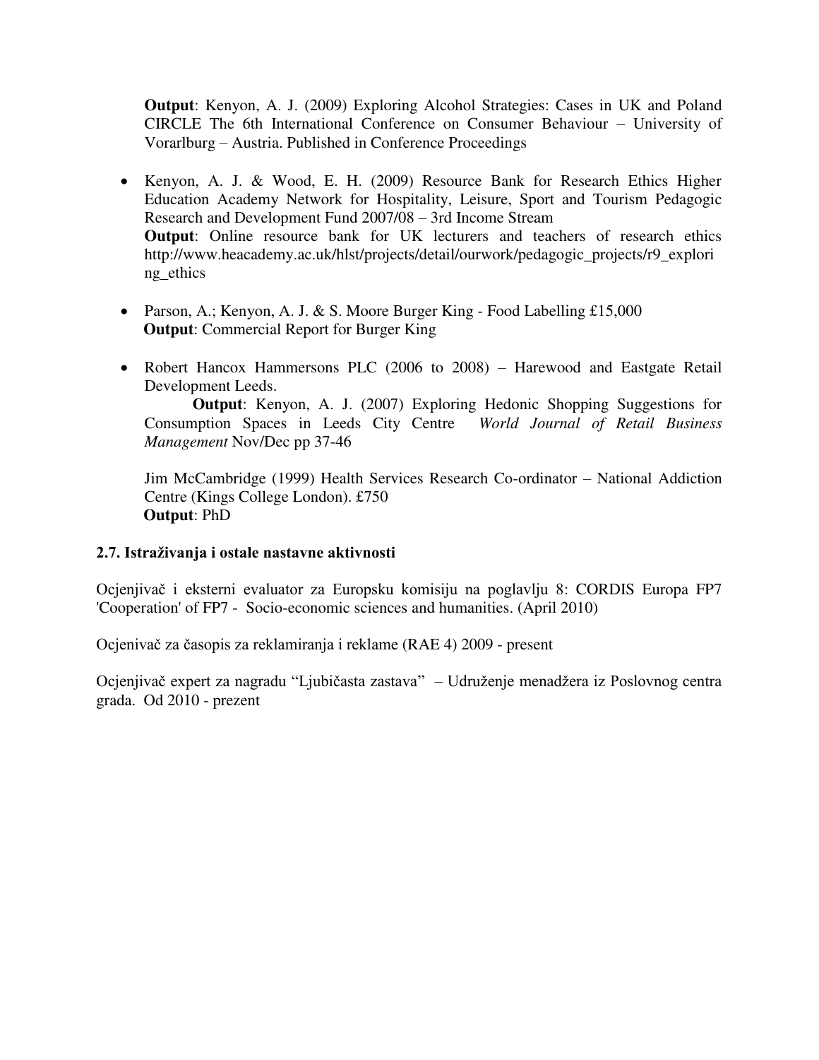**Output**: Kenyon, A. J. (2009) Exploring Alcohol Strategies: Cases in UK and Poland CIRCLE The 6th International Conference on Consumer Behaviour – University of Vorarlburg – Austria. Published in Conference Proceedings

- Kenyon, A. J. & Wood, E. H. (2009) Resource Bank for Research Ethics Higher Education Academy Network for Hospitality, Leisure, Sport and Tourism Pedagogic Research and Development Fund 2007/08 – 3rd Income Stream
  **Output**: Online resource bank for UK lecturers and teachers of research ethics http://www.heacademy.ac.uk/hlst/projects/detail/ourwork/pedagogic_projects/r9_exploring_ethics

- Parson, A.; Kenyon, A. J. & S. Moore Burger King - Food Labelling £15,000
  **Output**: Commercial Report for Burger King

- Robert Hancox Hammersons PLC (2006 to 2008) – Harewood and Eastgate Retail Development Leeds.
  **Output**: Kenyon, A. J. (2007) Exploring Hedonic Shopping Suggestions for Consumption Spaces in Leeds City Centre *World Journal of Retail Business Management* Nov/Dec pp 37-46

  Jim McCambridge (1999) Health Services Research Co-ordinator – National Addiction Centre (Kings College London). £750
  **Output**: PhD

### 2.7. Istraživanja i ostale nastavne aktivnosti

Ocjenjivač i eksterni evaluator za Europsku komisiju na poglavlju 8: CORDIS Europa FP7 'Cooperation' of FP7 - Socio-economic sciences and humanities. (April 2010)

Ocjenivač za časopis za reklamiranja i reklame (RAE 4) 2009 - present

Ocjenjivač expert za nagradu "Ljubičasta zastava" – Udruženje menadžera iz Poslovnog centra grada. Od 2010 - prezent